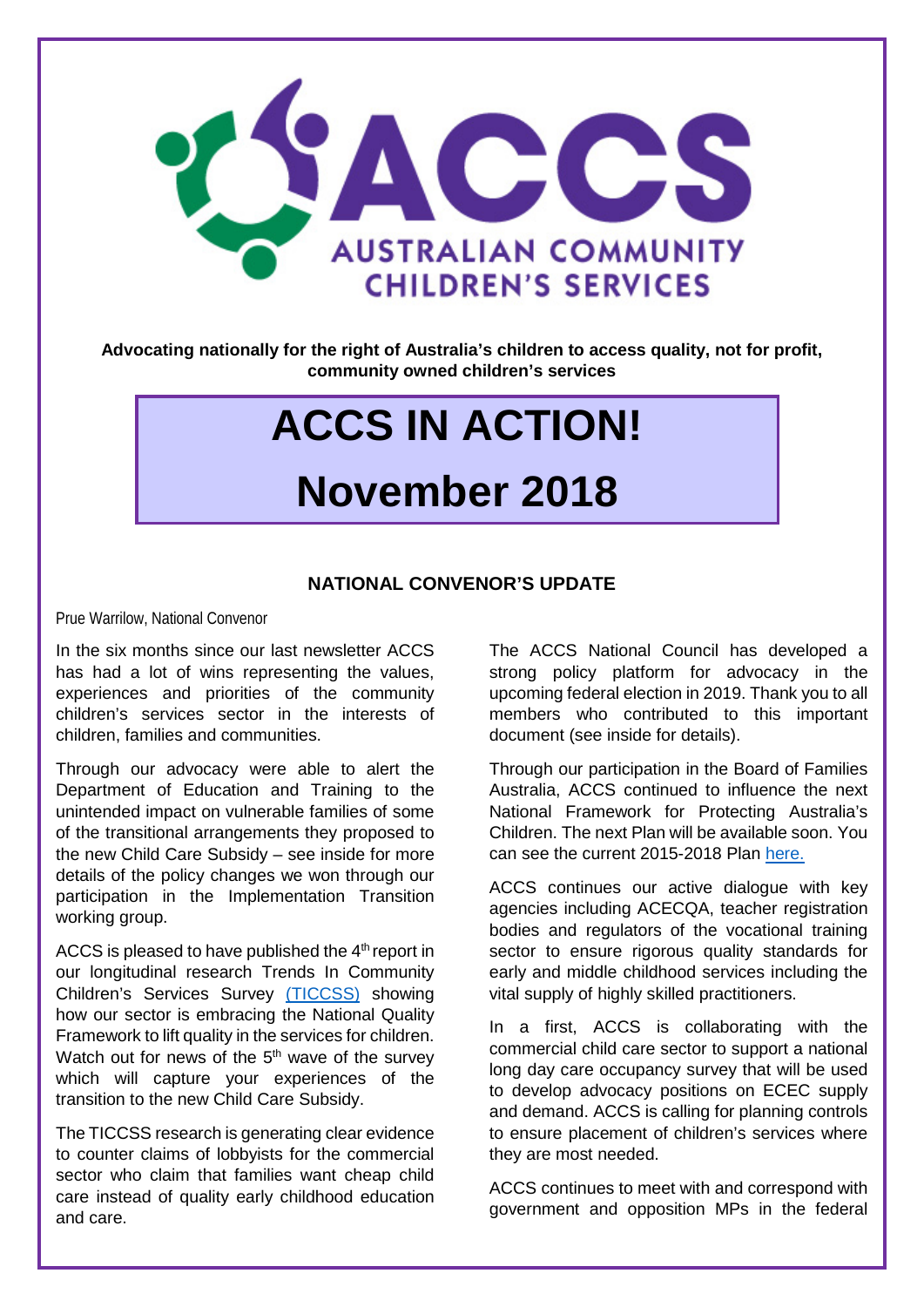ACCS

AUSTRALIAN COMMUNITY CHILDREN'S SERVICES

**Advocating nationally for the right of Australia's children to access quality, not for profit, community owned children's services**

# ACCS IN ACTION!

# November 2018

## NATIONAL CONVENOR'S UPDATE

Prue Warrilow, National Convenor

In the six months since our last newsletter ACCS has had a lot of wins representing the values, experiences and priorities of the community children's services sector in the interests of children, families and communities.

Through our advocacy were able to alert the Department of Education and Training to the unintended impact on vulnerable families of some of the transitional arrangements they proposed to the new Child Care Subsidy – see inside for more details of the policy changes we won through our participation in the Implementation Transition working group.

ACCS is pleased to have published the 4th report in our longitudinal research Trends In Community Children's Services Survey (TICCSS) showing how our sector is embracing the National Quality Framework to lift quality in the services for children. Watch out for news of the 5th wave of the survey which will capture your experiences of the transition to the new Child Care Subsidy.

The TICCSS research is generating clear evidence to counter claims of lobbyists for the commercial sector who claim that families want cheap child care instead of quality early childhood education and care.

The ACCS National Council has developed a strong policy platform for advocacy in the upcoming federal election in 2019. Thank you to all members who contributed to this important document (see inside for details).

Through our participation in the Board of Families Australia, ACCS continued to influence the next National Framework for Protecting Australia's Children. The next Plan will be available soon. You can see the current 2015-2018 Plan here.

ACCS continues our active dialogue with key agencies including ACECQA, teacher registration bodies and regulators of the vocational training sector to ensure rigorous quality standards for early and middle childhood services including the vital supply of highly skilled practitioners.

In a first, ACCS is collaborating with the commercial child care sector to support a national long day care occupancy survey that will be used to develop advocacy positions on ECEC supply and demand. ACCS is calling for planning controls to ensure placement of children's services where they are most needed.

ACCS continues to meet with and correspond with government and opposition MPs in the federal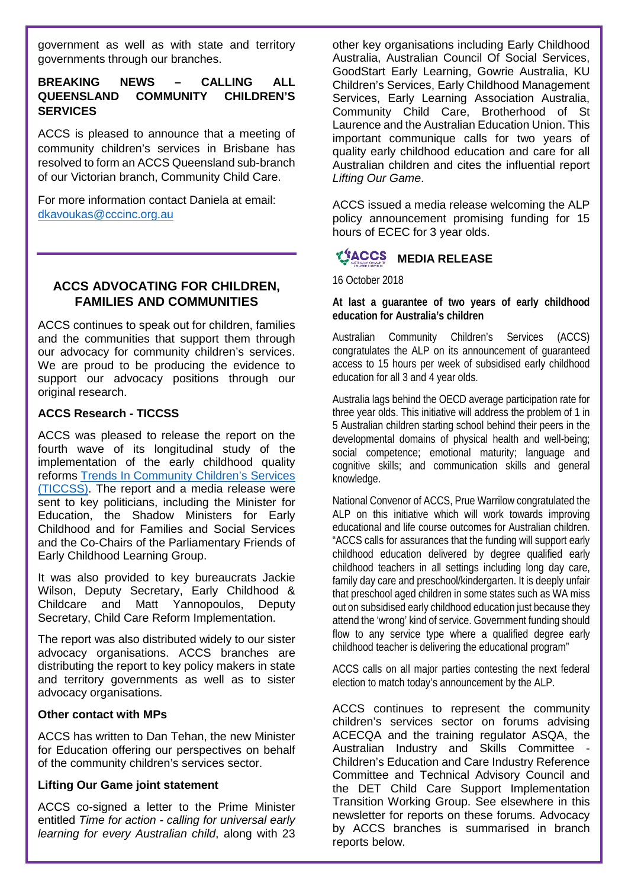government as well as with state and territory governments through our branches.

**BREAKING NEWS – CALLING ALL QUEENSLAND COMMUNITY CHILDREN'S SERVICES**

ACCS is pleased to announce that a meeting of community children's services in Brisbane has resolved to form an ACCS Queensland sub-branch of our Victorian branch, Community Child Care.

For more information contact Daniela at email: [dkavoukas@cccinc.org.au](mailto:dkavoukas@cccinc.org.au)

## ACCS ADVOCATING FOR CHILDREN, FAMILIES AND COMMUNITIES

ACCS continues to speak out for children, families and the communities that support them through our advocacy for community children's services. We are proud to be producing the evidence to support our advocacy positions through our original research.

### ACCS Research - TICCSS

ACCS was pleased to release the report on the fourth wave of its longitudinal study of the implementation of the early childhood quality reforms Trends In Community Children's Services (TICCSS). The report and a media release were sent to key politicians, including the Minister for Education, the Shadow Ministers for Early Childhood and for Families and Social Services and the Co-Chairs of the Parliamentary Friends of Early Childhood Learning Group.

It was also provided to key bureaucrats Jackie Wilson, Deputy Secretary, Early Childhood & Childcare and Matt Yannopoulos, Deputy Secretary, Child Care Reform Implementation.

The report was also distributed widely to our sister advocacy organisations. ACCS branches are distributing the report to key policy makers in state and territory governments as well as to sister advocacy organisations.

### Other contact with MPs

ACCS has written to Dan Tehan, the new Minister for Education offering our perspectives on behalf of the community children's services sector.

### Lifting Our Game joint statement

ACCS co-signed a letter to the Prime Minister entitled *Time for action - calling for universal early learning for every Australian child*, along with 23 other key organisations including Early Childhood Australia, Australian Council Of Social Services, GoodStart Early Learning, Gowrie Australia, KU Children's Services, Early Childhood Management Services, Early Learning Association Australia, Community Child Care, Brotherhood of St Laurence and the Australian Education Union. This important communique calls for two years of quality early childhood education and care for all Australian children and cites the influential report *Lifting Our Game*.

ACCS issued a media release welcoming the ALP policy announcement promising funding for 15 hours of ECEC for 3 year olds.

### ACCS MEDIA RELEASE

16 October 2018

**At last a guarantee of two years of early childhood education for Australia's children**

Australian Community Children's Services (ACCS) congratulates the ALP on its announcement of guaranteed access to 15 hours per week of subsidised early childhood education for all 3 and 4 year olds.

Australia lags behind the OECD average participation rate for three year olds. This initiative will address the problem of 1 in 5 Australian children starting school behind their peers in the developmental domains of physical health and well-being; social competence; emotional maturity; language and cognitive skills; and communication skills and general knowledge.

National Convenor of ACCS, Prue Warrilow congratulated the ALP on this initiative which will work towards improving educational and life course outcomes for Australian children. "ACCS calls for assurances that the funding will support early childhood education delivered by degree qualified early childhood teachers in all settings including long day care, family day care and preschool/kindergarten. It is deeply unfair that preschool aged children in some states such as WA miss out on subsidised early childhood education just because they attend the 'wrong' kind of service. Government funding should flow to any service type where a qualified degree early childhood teacher is delivering the educational program"

ACCS calls on all major parties contesting the next federal election to match today's announcement by the ALP.

ACCS continues to represent the community children's services sector on forums advising ACECQA and the training regulator ASQA, the Australian Industry and Skills Committee - Children's Education and Care Industry Reference Committee and Technical Advisory Council and the DET Child Care Support Implementation Transition Working Group. See elsewhere in this newsletter for reports on these forums. Advocacy by ACCS branches is summarised in branch reports below.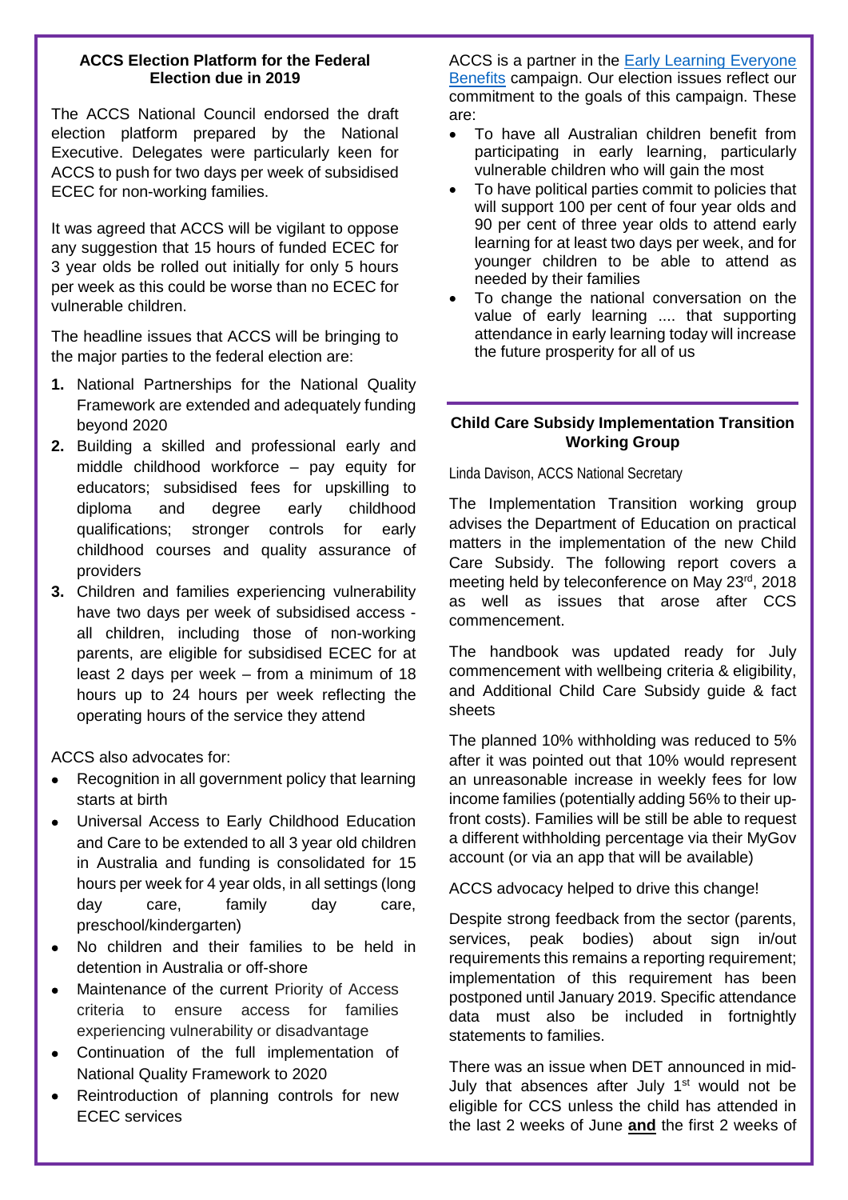### ACCS Election Platform for the Federal Election due in 2019

The ACCS National Council endorsed the draft election platform prepared by the National Executive. Delegates were particularly keen for ACCS to push for two days per week of subsidised ECEC for non-working families.

It was agreed that ACCS will be vigilant to oppose any suggestion that 15 hours of funded ECEC for 3 year olds be rolled out initially for only 5 hours per week as this could be worse than no ECEC for vulnerable children.

The headline issues that ACCS will be bringing to the major parties to the federal election are:

1. National Partnerships for the National Quality Framework are extended and adequately funding beyond 2020
2. Building a skilled and professional early and middle childhood workforce – pay equity for educators; subsidised fees for upskilling to diploma and degree early childhood qualifications; stronger controls for early childhood courses and quality assurance of providers
3. Children and families experiencing vulnerability have two days per week of subsidised access - all children, including those of non-working parents, are eligible for subsidised ECEC for at least 2 days per week – from a minimum of 18 hours up to 24 hours per week reflecting the operating hours of the service they attend

ACCS also advocates for:

- Recognition in all government policy that learning starts at birth
- Universal Access to Early Childhood Education and Care to be extended to all 3 year old children in Australia and funding is consolidated for 15 hours per week for 4 year olds, in all settings (long day care, family day care, preschool/kindergarten)
- No children and their families to be held in detention in Australia or off-shore
- Maintenance of the current Priority of Access criteria to ensure access for families experiencing vulnerability or disadvantage
- Continuation of the full implementation of National Quality Framework to 2020
- Reintroduction of planning controls for new ECEC services

ACCS is a partner in the [Early Learning Everyone Benefits] campaign. Our election issues reflect our commitment to the goals of this campaign. These are:

- To have all Australian children benefit from participating in early learning, particularly vulnerable children who will gain the most
- To have political parties commit to policies that will support 100 per cent of four year olds and 90 per cent of three year olds to attend early learning for at least two days per week, and for younger children to be able to attend as needed by their families
- To change the national conversation on the value of early learning .... that supporting attendance in early learning today will increase the future prosperity for all of us

### Child Care Subsidy Implementation Transition Working Group

Linda Davison, ACCS National Secretary

The Implementation Transition working group advises the Department of Education on practical matters in the implementation of the new Child Care Subsidy. The following report covers a meeting held by teleconference on May 23rd, 2018 as well as issues that arose after CCS commencement.

The handbook was updated ready for July commencement with wellbeing criteria & eligibility, and Additional Child Care Subsidy guide & fact sheets

The planned 10% withholding was reduced to 5% after it was pointed out that 10% would represent an unreasonable increase in weekly fees for low income families (potentially adding 56% to their up-front costs). Families will be still be able to request a different withholding percentage via their MyGov account (or via an app that will be available)

ACCS advocacy helped to drive this change!

Despite strong feedback from the sector (parents, services, peak bodies) about sign in/out requirements this remains a reporting requirement; implementation of this requirement has been postponed until January 2019. Specific attendance data must also be included in fortnightly statements to families.

There was an issue when DET announced in mid-July that absences after July 1st would not be eligible for CCS unless the child has attended in the last 2 weeks of June **and** the first 2 weeks of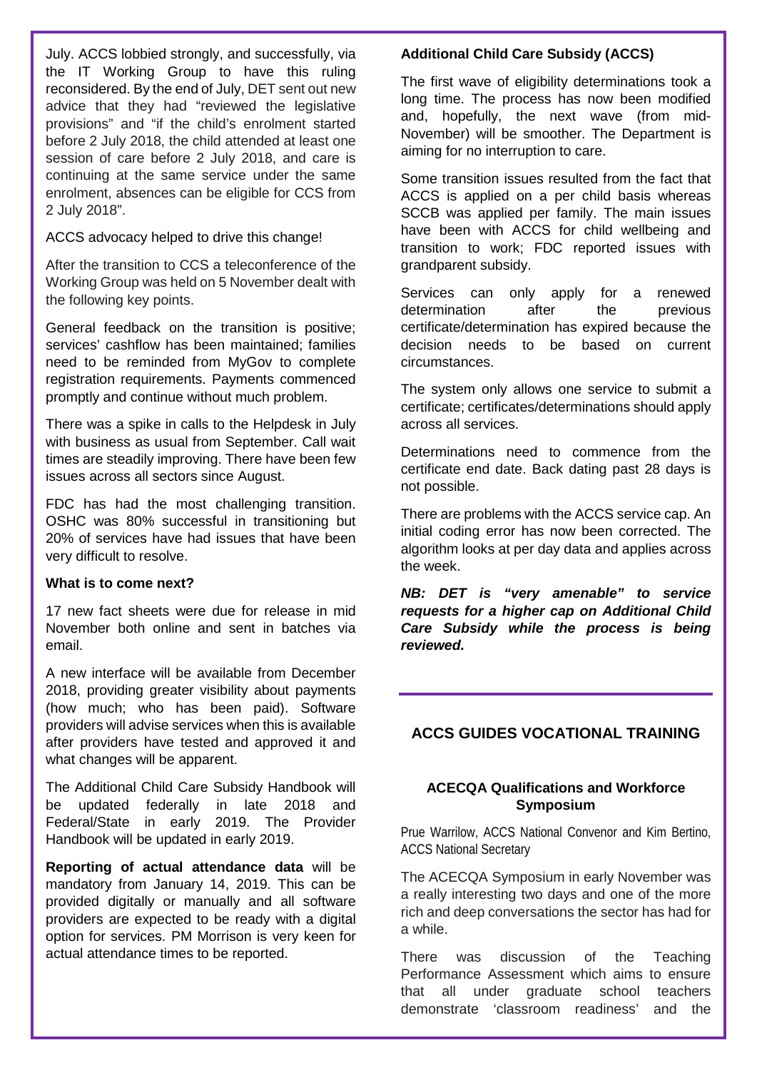July. ACCS lobbied strongly, and successfully, via the IT Working Group to have this ruling reconsidered. By the end of July, DET sent out new advice that they had "reviewed the legislative provisions" and "if the child's enrolment started before 2 July 2018, the child attended at least one session of care before 2 July 2018, and care is continuing at the same service under the same enrolment, absences can be eligible for CCS from 2 July 2018".

ACCS advocacy helped to drive this change!

After the transition to CCS a teleconference of the Working Group was held on 5 November dealt with the following key points.

General feedback on the transition is positive; services' cashflow has been maintained; families need to be reminded from MyGov to complete registration requirements. Payments commenced promptly and continue without much problem.

There was a spike in calls to the Helpdesk in July with business as usual from September. Call wait times are steadily improving. There have been few issues across all sectors since August.

FDC has had the most challenging transition. OSHC was 80% successful in transitioning but 20% of services have had issues that have been very difficult to resolve.

**What is to come next?**

17 new fact sheets were due for release in mid November both online and sent in batches via email.

A new interface will be available from December 2018, providing greater visibility about payments (how much; who has been paid). Software providers will advise services when this is available after providers have tested and approved it and what changes will be apparent.

The Additional Child Care Subsidy Handbook will be updated federally in late 2018 and Federal/State in early 2019. The Provider Handbook will be updated in early 2019.

**Reporting of actual attendance data** will be mandatory from January 14, 2019. This can be provided digitally or manually and all software providers are expected to be ready with a digital option for services. PM Morrison is very keen for actual attendance times to be reported.

**Additional Child Care Subsidy (ACCS)**

The first wave of eligibility determinations took a long time. The process has now been modified and, hopefully, the next wave (from mid-November) will be smoother. The Department is aiming for no interruption to care.

Some transition issues resulted from the fact that ACCS is applied on a per child basis whereas SCCB was applied per family. The main issues have been with ACCS for child wellbeing and transition to work; FDC reported issues with grandparent subsidy.

Services can only apply for a renewed determination after the previous certificate/determination has expired because the decision needs to be based on current circumstances.

The system only allows one service to submit a certificate; certificates/determinations should apply across all services.

Determinations need to commence from the certificate end date. Back dating past 28 days is not possible.

There are problems with the ACCS service cap. An initial coding error has now been corrected. The algorithm looks at per day data and applies across the week.

***NB: DET is "very amenable" to service requests for a higher cap on Additional Child Care Subsidy while the process is being reviewed.***

## ACCS GUIDES VOCATIONAL TRAINING

### ACECQA Qualifications and Workforce Symposium

Prue Warrilow, ACCS National Convenor and Kim Bertino, ACCS National Secretary

The ACECQA Symposium in early November was a really interesting two days and one of the more rich and deep conversations the sector has had for a while.

There was discussion of the Teaching Performance Assessment which aims to ensure that all under graduate school teachers demonstrate 'classroom readiness' and the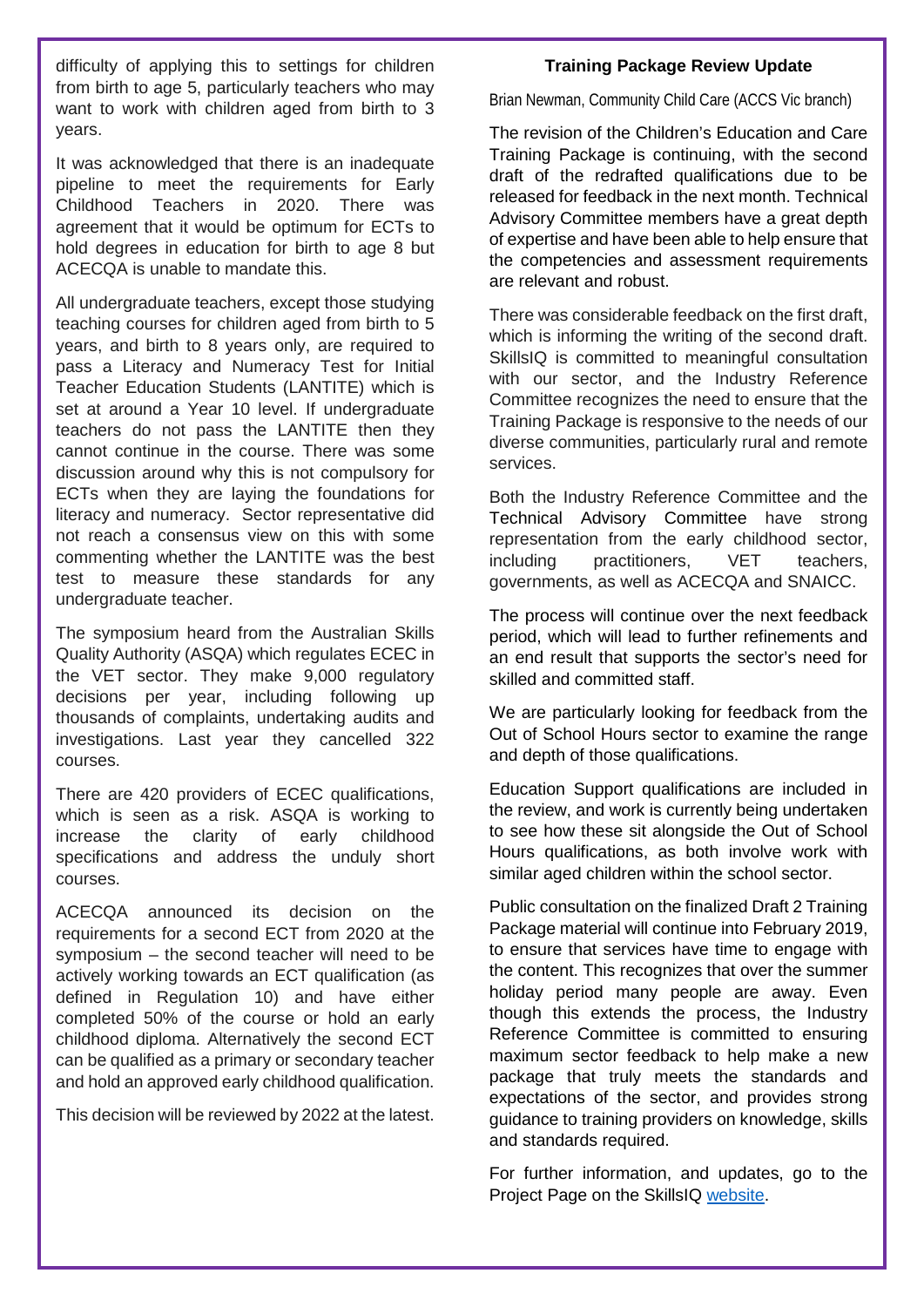difficulty of applying this to settings for children from birth to age 5, particularly teachers who may want to work with children aged from birth to 3 years.

It was acknowledged that there is an inadequate pipeline to meet the requirements for Early Childhood Teachers in 2020. There was agreement that it would be optimum for ECTs to hold degrees in education for birth to age 8 but ACECQA is unable to mandate this.

All undergraduate teachers, except those studying teaching courses for children aged from birth to 5 years, and birth to 8 years only, are required to pass a Literacy and Numeracy Test for Initial Teacher Education Students (LANTITE) which is set at around a Year 10 level. If undergraduate teachers do not pass the LANTITE then they cannot continue in the course. There was some discussion around why this is not compulsory for ECTs when they are laying the foundations for literacy and numeracy. Sector representative did not reach a consensus view on this with some commenting whether the LANTITE was the best test to measure these standards for any undergraduate teacher.

The symposium heard from the Australian Skills Quality Authority (ASQA) which regulates ECEC in the VET sector. They make 9,000 regulatory decisions per year, including following up thousands of complaints, undertaking audits and investigations. Last year they cancelled 322 courses.

There are 420 providers of ECEC qualifications, which is seen as a risk. ASQA is working to increase the clarity of early childhood specifications and address the unduly short courses.

ACECQA announced its decision on the requirements for a second ECT from 2020 at the symposium – the second teacher will need to be actively working towards an ECT qualification (as defined in Regulation 10) and have either completed 50% of the course or hold an early childhood diploma. Alternatively the second ECT can be qualified as a primary or secondary teacher and hold an approved early childhood qualification.

This decision will be reviewed by 2022 at the latest.

### Training Package Review Update

Brian Newman, Community Child Care (ACCS Vic branch)

The revision of the Children's Education and Care Training Package is continuing, with the second draft of the redrafted qualifications due to be released for feedback in the next month. Technical Advisory Committee members have a great depth of expertise and have been able to help ensure that the competencies and assessment requirements are relevant and robust.

There was considerable feedback on the first draft, which is informing the writing of the second draft. SkillsIQ is committed to meaningful consultation with our sector, and the Industry Reference Committee recognizes the need to ensure that the Training Package is responsive to the needs of our diverse communities, particularly rural and remote services.

Both the Industry Reference Committee and the Technical Advisory Committee have strong representation from the early childhood sector, including practitioners, VET teachers, governments, as well as ACECQA and SNAICC.

The process will continue over the next feedback period, which will lead to further refinements and an end result that supports the sector's need for skilled and committed staff.

We are particularly looking for feedback from the Out of School Hours sector to examine the range and depth of those qualifications.

Education Support qualifications are included in the review, and work is currently being undertaken to see how these sit alongside the Out of School Hours qualifications, as both involve work with similar aged children within the school sector.

Public consultation on the finalized Draft 2 Training Package material will continue into February 2019, to ensure that services have time to engage with the content. This recognizes that over the summer holiday period many people are away. Even though this extends the process, the Industry Reference Committee is committed to ensuring maximum sector feedback to help make a new package that truly meets the standards and expectations of the sector, and provides strong guidance to training providers on knowledge, skills and standards required.

For further information, and updates, go to the Project Page on the SkillsIQ website.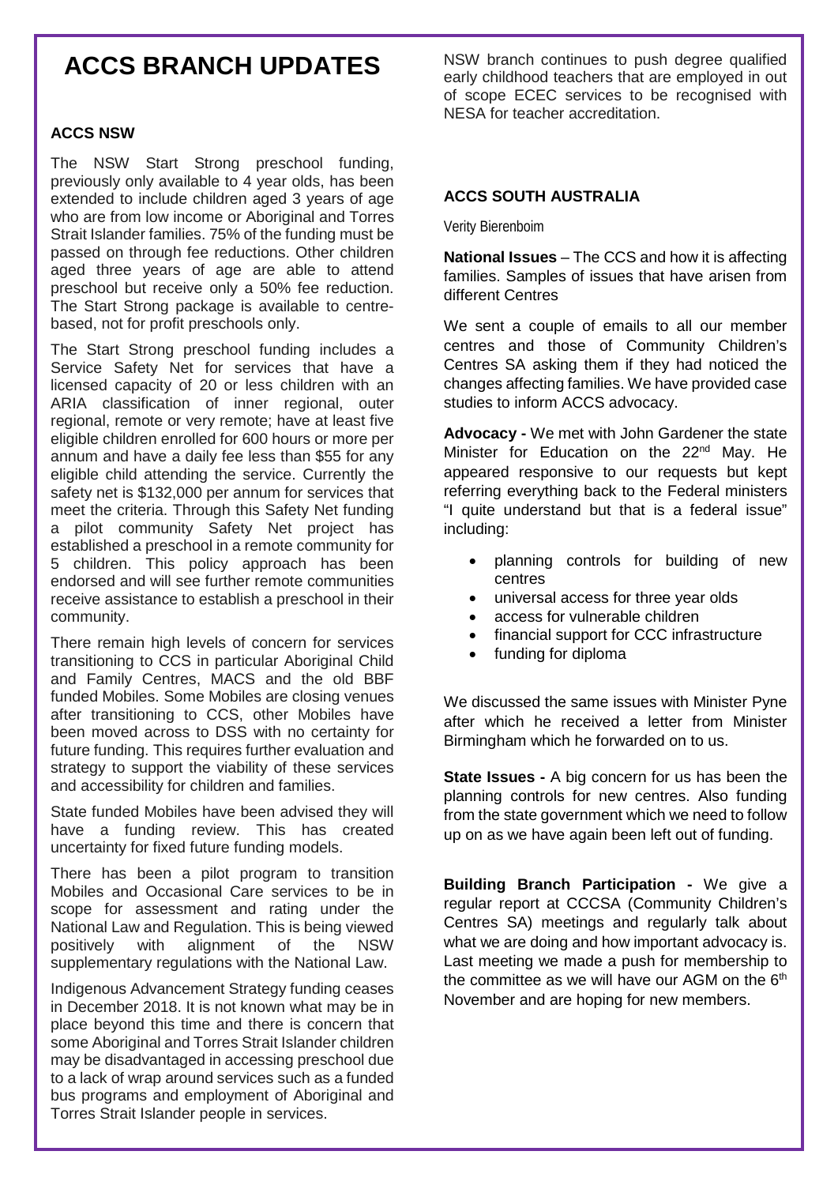# ACCS BRANCH UPDATES

### ACCS NSW

The NSW Start Strong preschool funding, previously only available to 4 year olds, has been extended to include children aged 3 years of age who are from low income or Aboriginal and Torres Strait Islander families. 75% of the funding must be passed on through fee reductions. Other children aged three years of age are able to attend preschool but receive only a 50% fee reduction. The Start Strong package is available to centre-based, not for profit preschools only.

The Start Strong preschool funding includes a Service Safety Net for services that have a licensed capacity of 20 or less children with an ARIA classification of inner regional, outer regional, remote or very remote; have at least five eligible children enrolled for 600 hours or more per annum and have a daily fee less than $55 for any eligible child attending the service. Currently the safety net is $132,000 per annum for services that meet the criteria. Through this Safety Net funding a pilot community Safety Net project has established a preschool in a remote community for 5 children. This policy approach has been endorsed and will see further remote communities receive assistance to establish a preschool in their community.

There remain high levels of concern for services transitioning to CCS in particular Aboriginal Child and Family Centres, MACS and the old BBF funded Mobiles. Some Mobiles are closing venues after transitioning to CCS, other Mobiles have been moved across to DSS with no certainty for future funding. This requires further evaluation and strategy to support the viability of these services and accessibility for children and families.

State funded Mobiles have been advised they will have a funding review. This has created uncertainty for fixed future funding models.

There has been a pilot program to transition Mobiles and Occasional Care services to be in scope for assessment and rating under the National Law and Regulation. This is being viewed positively with alignment of the NSW supplementary regulations with the National Law.

Indigenous Advancement Strategy funding ceases in December 2018. It is not known what may be in place beyond this time and there is concern that some Aboriginal and Torres Strait Islander children may be disadvantaged in accessing preschool due to a lack of wrap around services such as a funded bus programs and employment of Aboriginal and Torres Strait Islander people in services.

NSW branch continues to push degree qualified early childhood teachers that are employed in out of scope ECEC services to be recognised with NESA for teacher accreditation.

### ACCS SOUTH AUSTRALIA

Verity Bierenboim

**National Issues** – The CCS and how it is affecting families. Samples of issues that have arisen from different Centres

We sent a couple of emails to all our member centres and those of Community Children's Centres SA asking them if they had noticed the changes affecting families. We have provided case studies to inform ACCS advocacy.

**Advocacy -** We met with John Gardener the state Minister for Education on the 22nd May. He appeared responsive to our requests but kept referring everything back to the Federal ministers "I quite understand but that is a federal issue" including:

- planning controls for building of new centres
- universal access for three year olds
- access for vulnerable children
- financial support for CCC infrastructure
- funding for diploma

We discussed the same issues with Minister Pyne after which he received a letter from Minister Birmingham which he forwarded on to us.

**State Issues -** A big concern for us has been the planning controls for new centres. Also funding from the state government which we need to follow up on as we have again been left out of funding.

**Building Branch Participation -** We give a regular report at CCCSA (Community Children's Centres SA) meetings and regularly talk about what we are doing and how important advocacy is. Last meeting we made a push for membership to the committee as we will have our AGM on the 6th November and are hoping for new members.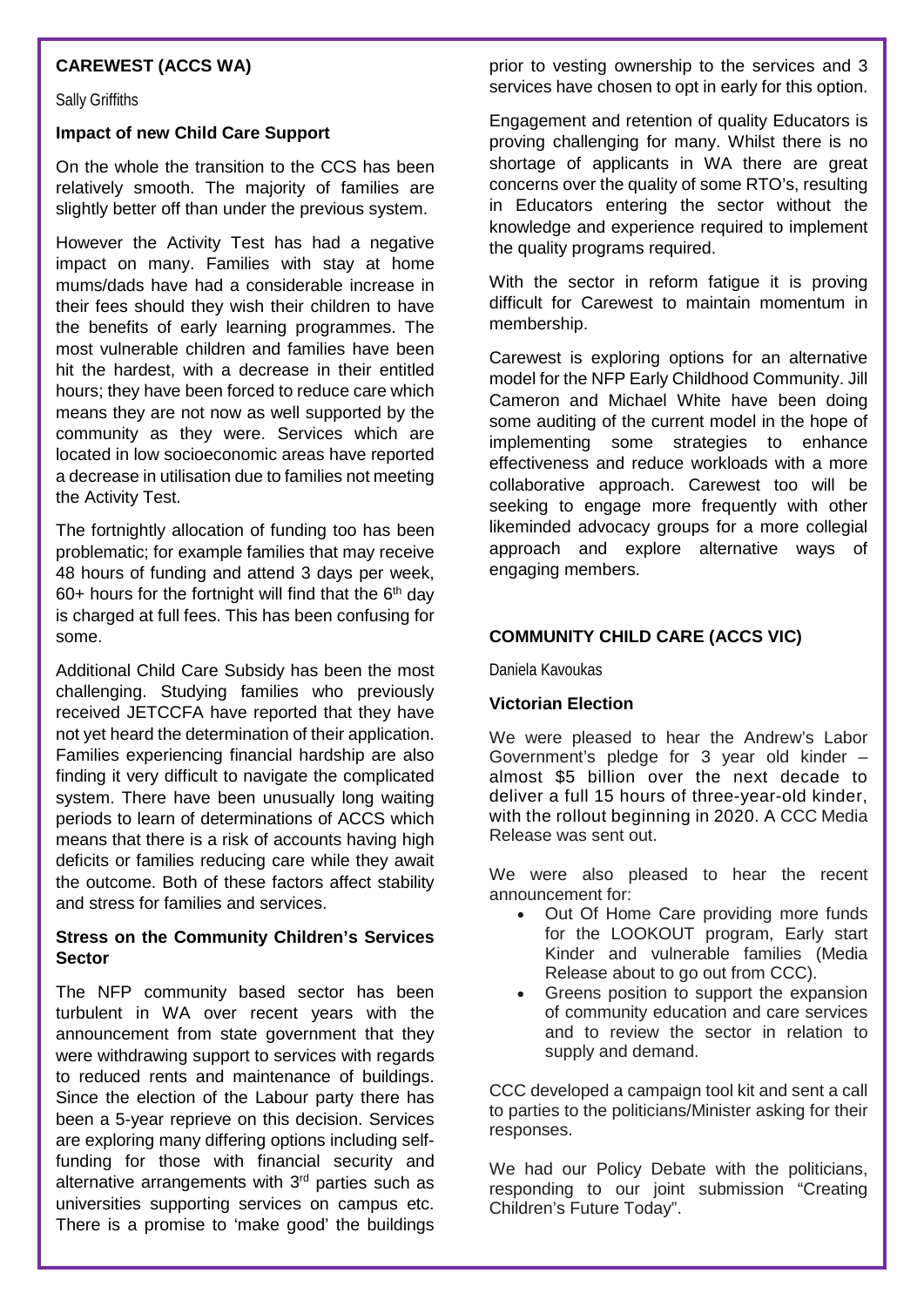## CAREWEST (ACCS WA)

Sally Griffiths

### Impact of new Child Care Support

On the whole the transition to the CCS has been relatively smooth. The majority of families are slightly better off than under the previous system.

However the Activity Test has had a negative impact on many. Families with stay at home mums/dads have had a considerable increase in their fees should they wish their children to have the benefits of early learning programmes. The most vulnerable children and families have been hit the hardest, with a decrease in their entitled hours; they have been forced to reduce care which means they are not now as well supported by the community as they were. Services which are located in low socioeconomic areas have reported a decrease in utilisation due to families not meeting the Activity Test.

The fortnightly allocation of funding too has been problematic; for example families that may receive 48 hours of funding and attend 3 days per week, 60+ hours for the fortnight will find that the 6th day is charged at full fees. This has been confusing for some.

Additional Child Care Subsidy has been the most challenging. Studying families who previously received JETCCFA have reported that they have not yet heard the determination of their application. Families experiencing financial hardship are also finding it very difficult to navigate the complicated system. There have been unusually long waiting periods to learn of determinations of ACCS which means that there is a risk of accounts having high deficits or families reducing care while they await the outcome. Both of these factors affect stability and stress for families and services.

### Stress on the Community Children's Services Sector

The NFP community based sector has been turbulent in WA over recent years with the announcement from state government that they were withdrawing support to services with regards to reduced rents and maintenance of buildings. Since the election of the Labour party there has been a 5-year reprieve on this decision. Services are exploring many differing options including self-funding for those with financial security and alternative arrangements with 3rd parties such as universities supporting services on campus etc. There is a promise to 'make good' the buildings prior to vesting ownership to the services and 3 services have chosen to opt in early for this option.

Engagement and retention of quality Educators is proving challenging for many. Whilst there is no shortage of applicants in WA there are great concerns over the quality of some RTO's, resulting in Educators entering the sector without the knowledge and experience required to implement the quality programs required.

With the sector in reform fatigue it is proving difficult for Carewest to maintain momentum in membership.

Carewest is exploring options for an alternative model for the NFP Early Childhood Community. Jill Cameron and Michael White have been doing some auditing of the current model in the hope of implementing some strategies to enhance effectiveness and reduce workloads with a more collaborative approach. Carewest too will be seeking to engage more frequently with other likeminded advocacy groups for a more collegial approach and explore alternative ways of engaging members.

## COMMUNITY CHILD CARE (ACCS VIC)

Daniela Kavoukas

### Victorian Election

We were pleased to hear the Andrew's Labor Government's pledge for 3 year old kinder – almost $5 billion over the next decade to deliver a full 15 hours of three-year-old kinder, with the rollout beginning in 2020. A CCC Media Release was sent out.

We were also pleased to hear the recent announcement for:

- Out Of Home Care providing more funds for the LOOKOUT program, Early start Kinder and vulnerable families (Media Release about to go out from CCC).
- Greens position to support the expansion of community education and care services and to review the sector in relation to supply and demand.

CCC developed a campaign tool kit and sent a call to parties to the politicians/Minister asking for their responses.

We had our Policy Debate with the politicians, responding to our joint submission "Creating Children's Future Today".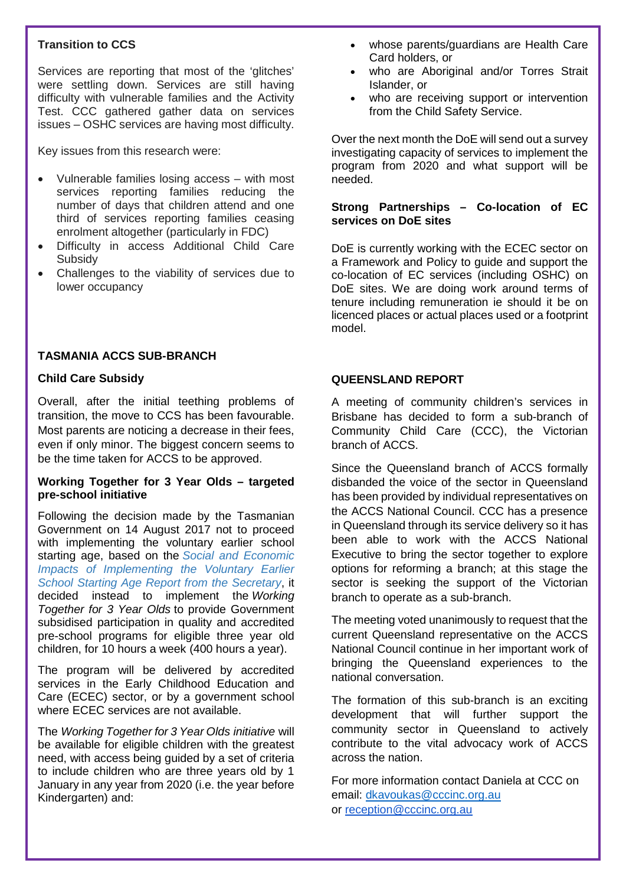**Transition to CCS**

Services are reporting that most of the 'glitches' were settling down. Services are still having difficulty with vulnerable families and the Activity Test. CCC gathered gather data on services issues – OSHC services are having most difficulty.

Key issues from this research were:

- Vulnerable families losing access – with most services reporting families reducing the number of days that children attend and one third of services reporting families ceasing enrolment altogether (particularly in FDC)
- Difficulty in access Additional Child Care Subsidy
- Challenges to the viability of services due to lower occupancy

## TASMANIA ACCS SUB-BRANCH

**Child Care Subsidy**

Overall, after the initial teething problems of transition, the move to CCS has been favourable. Most parents are noticing a decrease in their fees, even if only minor. The biggest concern seems to be the time taken for ACCS to be approved.

**Working Together for 3 Year Olds – targeted pre-school initiative**

Following the decision made by the Tasmanian Government on 14 August 2017 not to proceed with implementing the voluntary earlier school starting age, based on the *Social and Economic Impacts of Implementing the Voluntary Earlier School Starting Age Report from the Secretary*, it decided instead to implement the *Working Together for 3 Year Olds* to provide Government subsidised participation in quality and accredited pre-school programs for eligible three year old children, for 10 hours a week (400 hours a year).

The program will be delivered by accredited services in the Early Childhood Education and Care (ECEC) sector, or by a government school where ECEC services are not available.

The *Working Together for 3 Year Olds initiative* will be available for eligible children with the greatest need, with access being guided by a set of criteria to include children who are three years old by 1 January in any year from 2020 (i.e. the year before Kindergarten) and:

- whose parents/guardians are Health Care Card holders, or
- who are Aboriginal and/or Torres Strait Islander, or
- who are receiving support or intervention from the Child Safety Service.

Over the next month the DoE will send out a survey investigating capacity of services to implement the program from 2020 and what support will be needed.

**Strong Partnerships – Co-location of EC services on DoE sites**

DoE is currently working with the ECEC sector on a Framework and Policy to guide and support the co-location of EC services (including OSHC) on DoE sites. We are doing work around terms of tenure including remuneration ie should it be on licenced places or actual places used or a footprint model.

## QUEENSLAND REPORT

A meeting of community children's services in Brisbane has decided to form a sub-branch of Community Child Care (CCC), the Victorian branch of ACCS.

Since the Queensland branch of ACCS formally disbanded the voice of the sector in Queensland has been provided by individual representatives on the ACCS National Council. CCC has a presence in Queensland through its service delivery so it has been able to work with the ACCS National Executive to bring the sector together to explore options for reforming a branch; at this stage the sector is seeking the support of the Victorian branch to operate as a sub-branch.

The meeting voted unanimously to request that the current Queensland representative on the ACCS National Council continue in her important work of bringing the Queensland experiences to the national conversation.

The formation of this sub-branch is an exciting development that will further support the community sector in Queensland to actively contribute to the vital advocacy work of ACCS across the nation.

For more information contact Daniela at CCC on email: dkavoukas@cccinc.org.au
or reception@cccinc.org.au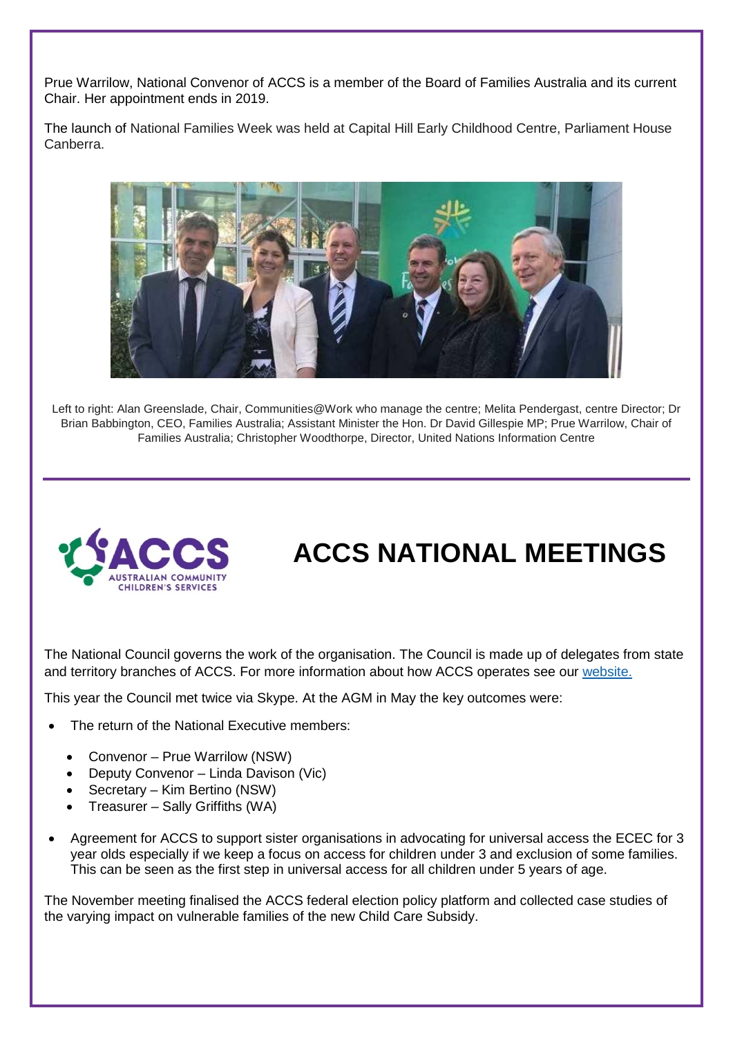Prue Warrilow, National Convenor of ACCS is a member of the Board of Families Australia and its current Chair. Her appointment ends in 2019.

The launch of National Families Week was held at Capital Hill Early Childhood Centre, Parliament House Canberra.

Left to right: Alan Greenslade, Chair, Communities@Work who manage the centre; Melita Pendergast, centre Director; Dr Brian Babbington, CEO, Families Australia; Assistant Minister the Hon. Dr David Gillespie MP; Prue Warrilow, Chair of Families Australia; Christopher Woodthorpe, Director, United Nations Information Centre

# ACCS NATIONAL MEETINGS

The National Council governs the work of the organisation. The Council is made up of delegates from state and territory branches of ACCS. For more information about how ACCS operates see our website.

This year the Council met twice via Skype. At the AGM in May the key outcomes were:

- The return of the National Executive members:
  - Convenor – Prue Warrilow (NSW)
  - Deputy Convenor – Linda Davison (Vic)
  - Secretary – Kim Bertino (NSW)
  - Treasurer – Sally Griffiths (WA)
- Agreement for ACCS to support sister organisations in advocating for universal access the ECEC for 3 year olds especially if we keep a focus on access for children under 3 and exclusion of some families. This can be seen as the first step in universal access for all children under 5 years of age.

The November meeting finalised the ACCS federal election policy platform and collected case studies of the varying impact on vulnerable families of the new Child Care Subsidy.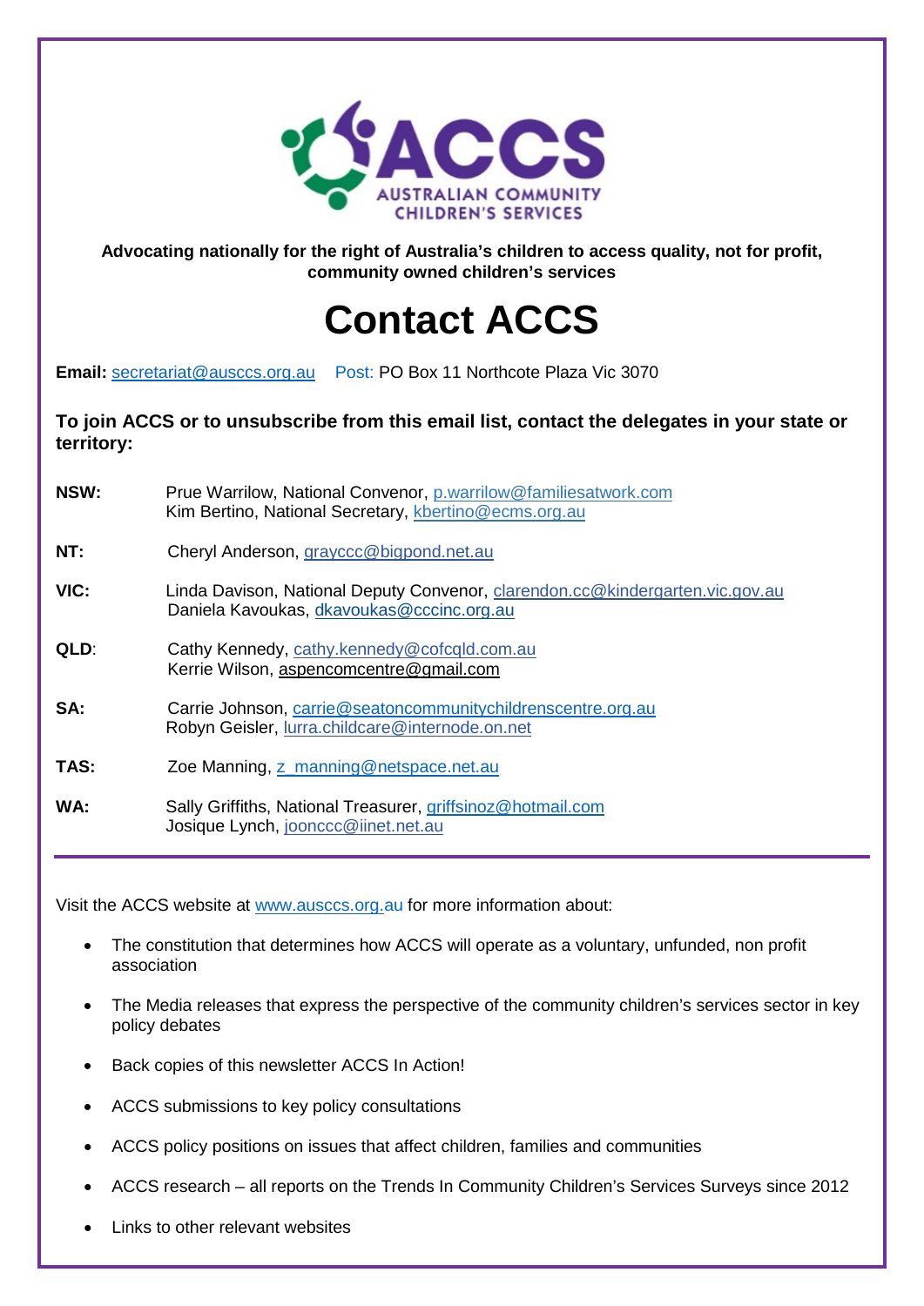ACCS

AUSTRALIAN COMMUNITY CHILDREN'S SERVICES

**Advocating nationally for the right of Australia's children to access quality, not for profit, community owned children's services**

# Contact ACCS

**Email:** secretariat@ausccs.org.au Post: PO Box 11 Northcote Plaza Vic 3070

**To join ACCS or to unsubscribe from this email list, contact the delegates in your state or territory:**

**NSW:** Prue Warrilow, National Convenor, p.warrilow@familiesatwork.com
Kim Bertino, National Secretary, kbertino@ecms.org.au

**NT:** Cheryl Anderson, graycc@bigpond.net.au

**VIC:** Linda Davison, National Deputy Convenor, clarendon.cc@kindergarten.vic.gov.au
Daniela Kavoukas, dkavoukas@cccinc.org.au

**QLD**: Cathy Kennedy, cathy.kennedy@cofcqld.com.au
Kerrie Wilson, aspencomcentre@gmail.com

**SA:** Carrie Johnson, carrie@seatoncommunitychildrenscentre.org.au
Robyn Geisler, lurra.childcare@internode.on.net

**TAS:** Zoe Manning, z_manning@netspace.net.au

**WA:** Sally Griffiths, National Treasurer, griffsinoz@hotmail.com
Josique Lynch, joonccc@iinet.net.au

---

Visit the ACCS website at www.ausccs.org.au for more information about:

- The constitution that determines how ACCS will operate as a voluntary, unfunded, non profit association
- The Media releases that express the perspective of the community children's services sector in key policy debates
- Back copies of this newsletter ACCS In Action!
- ACCS submissions to key policy consultations
- ACCS policy positions on issues that affect children, families and communities
- ACCS research – all reports on the Trends In Community Children's Services Surveys since 2012
- Links to other relevant websites